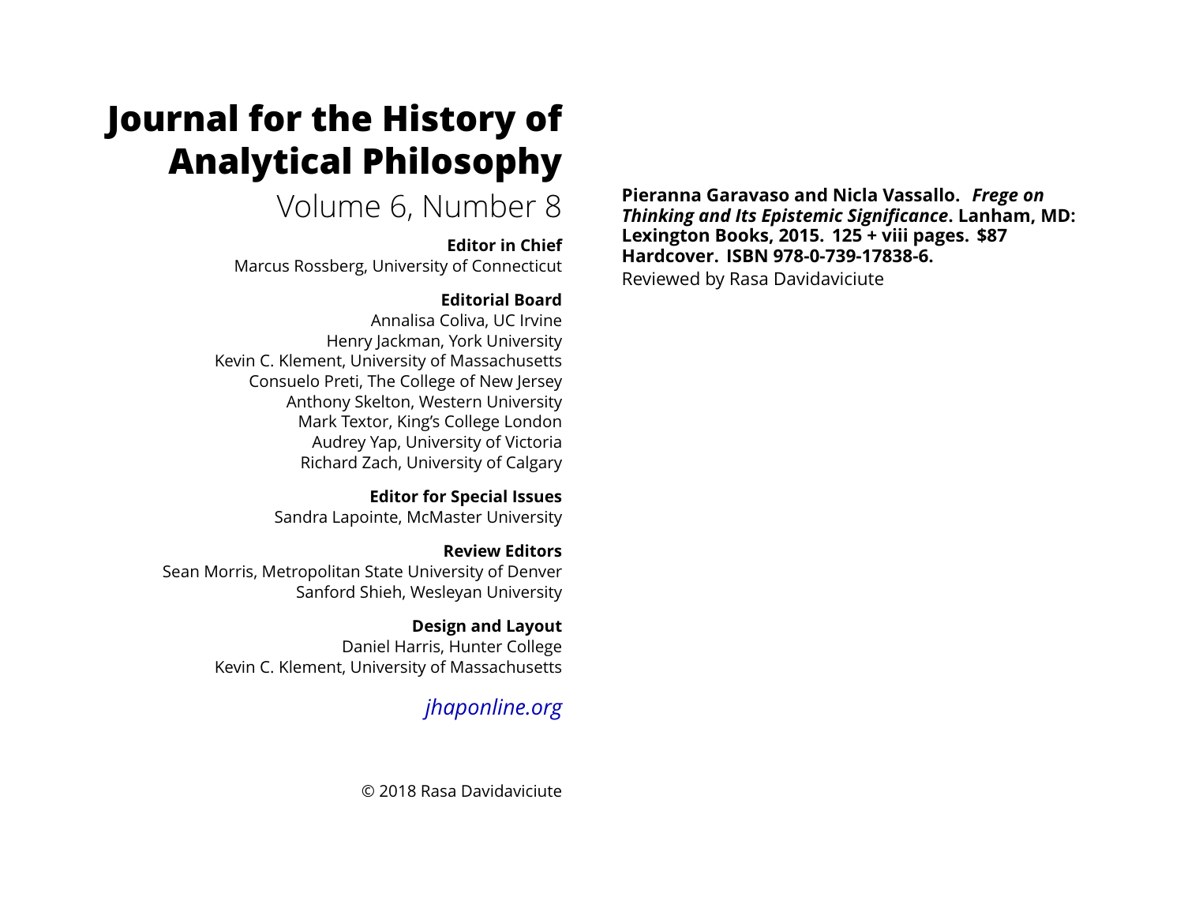# Journal for the History of Analytical Philosophy

Volume 6, Number 8

**Editor in Chief**

Marcus Rossberg, University of Connecticut

**Editorial Board**

Annalisa Coliva, UC Irvine
Henry Jackman, York University
Kevin C. Klement, University of Massachusetts
Consuelo Preti, The College of New Jersey
Anthony Skelton, Western University
Mark Textor, King's College London
Audrey Yap, University of Victoria
Richard Zach, University of Calgary

**Editor for Special Issues**

Sandra Lapointe, McMaster University

**Review Editors**

Sean Morris, Metropolitan State University of Denver
Sanford Shieh, Wesleyan University

**Design and Layout**

Daniel Harris, Hunter College
Kevin C. Klement, University of Massachusetts

*jhaponline.org*

© 2018 Rasa Davidaviciute

**Pieranna Garavaso and Nicla Vassallo.** ***Frege on Thinking and Its Epistemic Significance*****. Lanham, MD: Lexington Books, 2015. 125 + viii pages. $87 Hardcover. ISBN 978-0-739-17838-6.**

Reviewed by Rasa Davidaviciute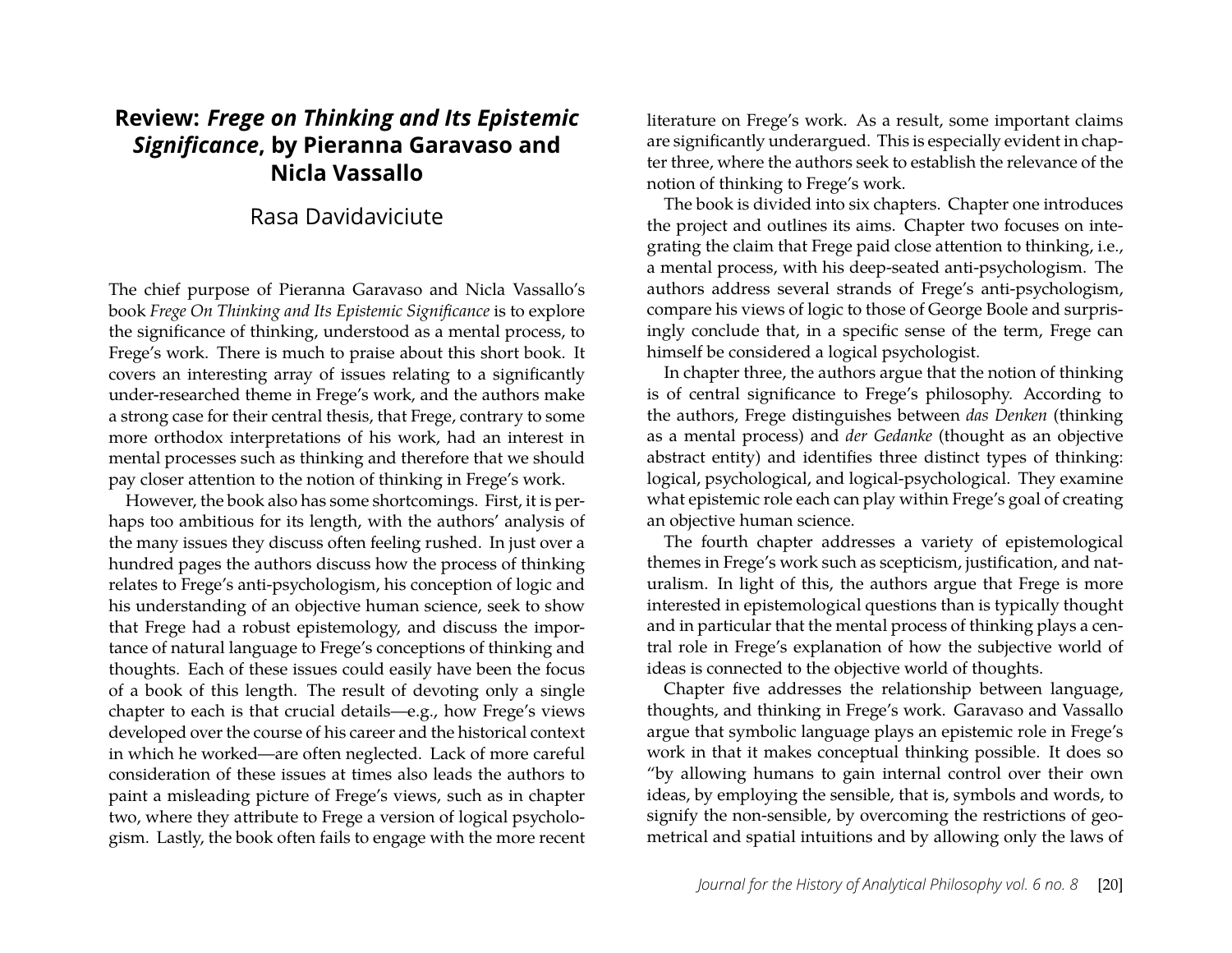# Review: *Frege on Thinking and Its Epistemic Significance*, by Pieranna Garavaso and Nicla Vassallo

Rasa Davidaviciute

The chief purpose of Pieranna Garavaso and Nicla Vassallo's book *Frege On Thinking and Its Epistemic Significance* is to explore the significance of thinking, understood as a mental process, to Frege's work. There is much to praise about this short book. It covers an interesting array of issues relating to a significantly under-researched theme in Frege's work, and the authors make a strong case for their central thesis, that Frege, contrary to some more orthodox interpretations of his work, had an interest in mental processes such as thinking and therefore that we should pay closer attention to the notion of thinking in Frege's work.

However, the book also has some shortcomings. First, it is perhaps too ambitious for its length, with the authors' analysis of the many issues they discuss often feeling rushed. In just over a hundred pages the authors discuss how the process of thinking relates to Frege's anti-psychologism, his conception of logic and his understanding of an objective human science, seek to show that Frege had a robust epistemology, and discuss the importance of natural language to Frege's conceptions of thinking and thoughts. Each of these issues could easily have been the focus of a book of this length. The result of devoting only a single chapter to each is that crucial details—e.g., how Frege's views developed over the course of his career and the historical context in which he worked—are often neglected. Lack of more careful consideration of these issues at times also leads the authors to paint a misleading picture of Frege's views, such as in chapter two, where they attribute to Frege a version of logical psychologism. Lastly, the book often fails to engage with the more recent literature on Frege's work. As a result, some important claims are significantly underargued. This is especially evident in chapter three, where the authors seek to establish the relevance of the notion of thinking to Frege's work.

The book is divided into six chapters. Chapter one introduces the project and outlines its aims. Chapter two focuses on integrating the claim that Frege paid close attention to thinking, i.e., a mental process, with his deep-seated anti-psychologism. The authors address several strands of Frege's anti-psychologism, compare his views of logic to those of George Boole and surprisingly conclude that, in a specific sense of the term, Frege can himself be considered a logical psychologist.

In chapter three, the authors argue that the notion of thinking is of central significance to Frege's philosophy. According to the authors, Frege distinguishes between *das Denken* (thinking as a mental process) and *der Gedanke* (thought as an objective abstract entity) and identifies three distinct types of thinking: logical, psychological, and logical-psychological. They examine what epistemic role each can play within Frege's goal of creating an objective human science.

The fourth chapter addresses a variety of epistemological themes in Frege's work such as scepticism, justification, and naturalism. In light of this, the authors argue that Frege is more interested in epistemological questions than is typically thought and in particular that the mental process of thinking plays a central role in Frege's explanation of how the subjective world of ideas is connected to the objective world of thoughts.

Chapter five addresses the relationship between language, thoughts, and thinking in Frege's work. Garavaso and Vassallo argue that symbolic language plays an epistemic role in Frege's work in that it makes conceptual thinking possible. It does so "by allowing humans to gain internal control over their own ideas, by employing the sensible, that is, symbols and words, to signify the non-sensible, by overcoming the restrictions of geometrical and spatial intuitions and by allowing only the laws of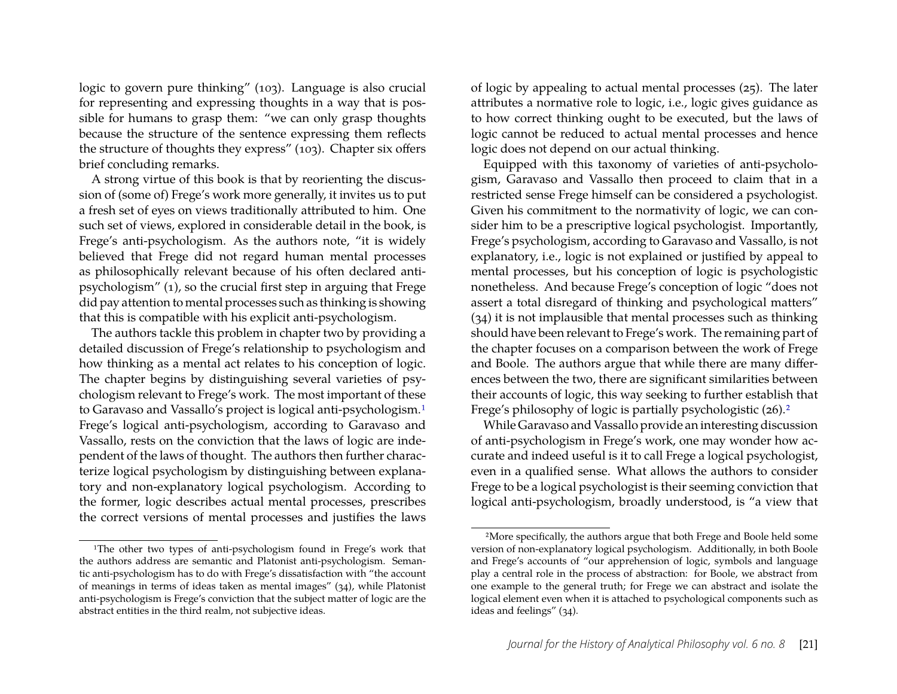logic to govern pure thinking" (103). Language is also crucial for representing and expressing thoughts in a way that is possible for humans to grasp them: "we can only grasp thoughts because the structure of the sentence expressing them reflects the structure of thoughts they express" (103). Chapter six offers brief concluding remarks.

A strong virtue of this book is that by reorienting the discussion of (some of) Frege's work more generally, it invites us to put a fresh set of eyes on views traditionally attributed to him. One such set of views, explored in considerable detail in the book, is Frege's anti-psychologism. As the authors note, "it is widely believed that Frege did not regard human mental processes as philosophically relevant because of his often declared anti-psychologism" (1), so the crucial first step in arguing that Frege did pay attention to mental processes such as thinking is showing that this is compatible with his explicit anti-psychologism.

The authors tackle this problem in chapter two by providing a detailed discussion of Frege's relationship to psychologism and how thinking as a mental act relates to his conception of logic. The chapter begins by distinguishing several varieties of psychologism relevant to Frege's work. The most important of these to Garavaso and Vassallo's project is logical anti-psychologism.[1] Frege's logical anti-psychologism, according to Garavaso and Vassallo, rests on the conviction that the laws of logic are independent of the laws of thought. The authors then further characterize logical psychologism by distinguishing between explanatory and non-explanatory logical psychologism. According to the former, logic describes actual mental processes, prescribes the correct versions of mental processes and justifies the laws of logic by appealing to actual mental processes (25). The later attributes a normative role to logic, i.e., logic gives guidance as to how correct thinking ought to be executed, but the laws of logic cannot be reduced to actual mental processes and hence logic does not depend on our actual thinking.

Equipped with this taxonomy of varieties of anti-psychologism, Garavaso and Vassallo then proceed to claim that in a restricted sense Frege himself can be considered a psychologist. Given his commitment to the normativity of logic, we can consider him to be a prescriptive logical psychologist. Importantly, Frege's psychologism, according to Garavaso and Vassallo, is not explanatory, i.e., logic is not explained or justified by appeal to mental processes, but his conception of logic is psychologistic nonetheless. And because Frege's conception of logic "does not assert a total disregard of thinking and psychological matters" (34) it is not implausible that mental processes such as thinking should have been relevant to Frege's work. The remaining part of the chapter focuses on a comparison between the work of Frege and Boole. The authors argue that while there are many differences between the two, there are significant similarities between their accounts of logic, this way seeking to further establish that Frege's philosophy of logic is partially psychologistic (26).[2]

While Garavaso and Vassallo provide an interesting discussion of anti-psychologism in Frege's work, one may wonder how accurate and indeed useful is it to call Frege a logical psychologist, even in a qualified sense. What allows the authors to consider Frege to be a logical psychologist is their seeming conviction that logical anti-psychologism, broadly understood, is "a view that

---

[1] The other two types of anti-psychologism found in Frege's work that the authors address are semantic and Platonist anti-psychologism. Semantic anti-psychologism has to do with Frege's dissatisfaction with "the account of meanings in terms of ideas taken as mental images" (34), while Platonist anti-psychologism is Frege's conviction that the subject matter of logic are the abstract entities in the third realm, not subjective ideas.

[2] More specifically, the authors argue that both Frege and Boole held some version of non-explanatory logical psychologism. Additionally, in both Boole and Frege's accounts of "our apprehension of logic, symbols and language play a central role in the process of abstraction: for Boole, we abstract from one example to the general truth; for Frege we can abstract and isolate the logical element even when it is attached to psychological components such as ideas and feelings" (34).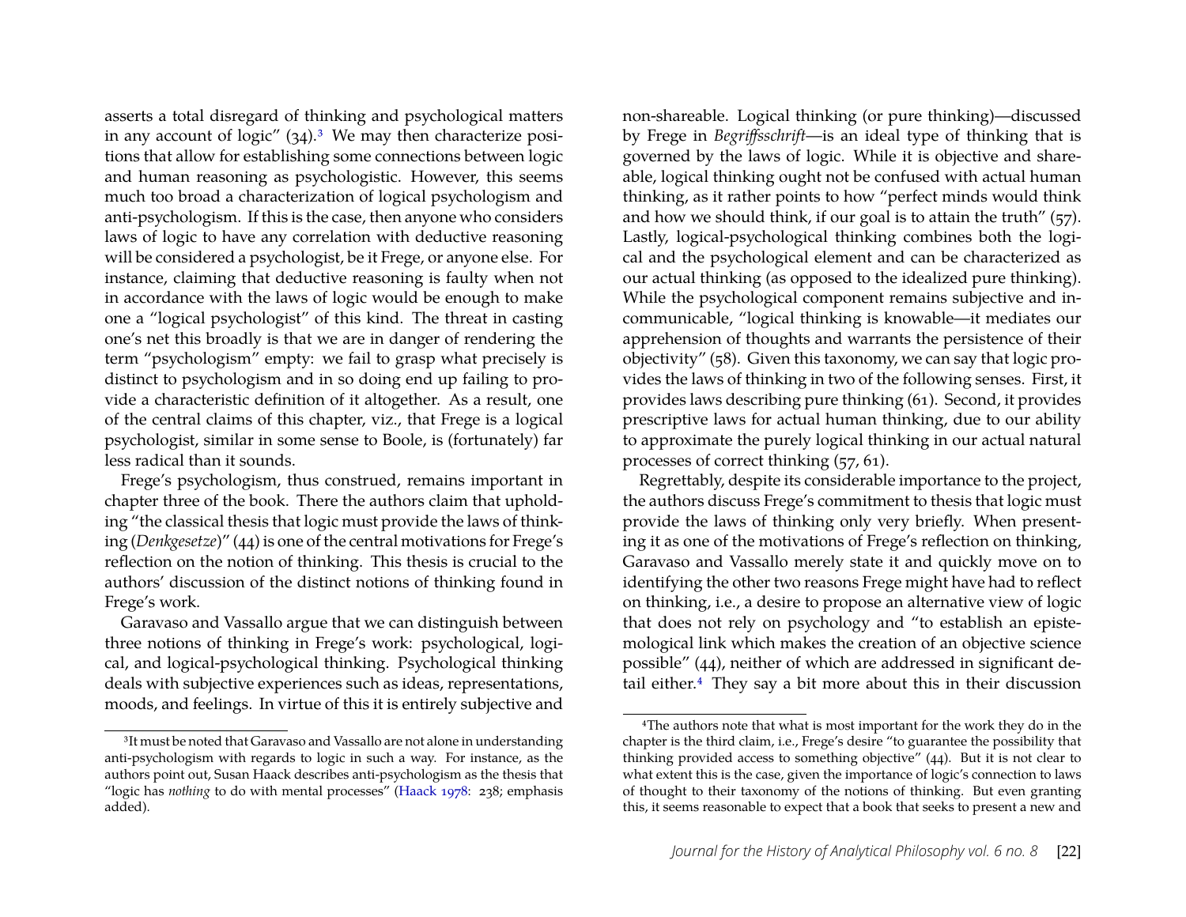asserts a total disregard of thinking and psychological matters in any account of logic" (34).[3] We may then characterize positions that allow for establishing some connections between logic and human reasoning as psychologistic. However, this seems much too broad a characterization of logical psychologism and anti-psychologism. If this is the case, then anyone who considers laws of logic to have any correlation with deductive reasoning will be considered a psychologist, be it Frege, or anyone else. For instance, claiming that deductive reasoning is faulty when not in accordance with the laws of logic would be enough to make one a "logical psychologist" of this kind. The threat in casting one's net this broadly is that we are in danger of rendering the term "psychologism" empty: we fail to grasp what precisely is distinct to psychologism and in so doing end up failing to provide a characteristic definition of it altogether. As a result, one of the central claims of this chapter, viz., that Frege is a logical psychologist, similar in some sense to Boole, is (fortunately) far less radical than it sounds.

Frege's psychologism, thus construed, remains important in chapter three of the book. There the authors claim that upholding "the classical thesis that logic must provide the laws of thinking (*Denkgesetze*)" (44) is one of the central motivations for Frege's reflection on the notion of thinking. This thesis is crucial to the authors' discussion of the distinct notions of thinking found in Frege's work.

Garavaso and Vassallo argue that we can distinguish between three notions of thinking in Frege's work: psychological, logical, and logical-psychological thinking. Psychological thinking deals with subjective experiences such as ideas, representations, moods, and feelings. In virtue of this it is entirely subjective and non-shareable. Logical thinking (or pure thinking)—discussed by Frege in *Begriffsschrift*—is an ideal type of thinking that is governed by the laws of logic. While it is objective and shareable, logical thinking ought not be confused with actual human thinking, as it rather points to how "perfect minds would think and how we should think, if our goal is to attain the truth" (57). Lastly, logical-psychological thinking combines both the logical and the psychological element and can be characterized as our actual thinking (as opposed to the idealized pure thinking). While the psychological component remains subjective and incommunicable, "logical thinking is knowable—it mediates our apprehension of thoughts and warrants the persistence of their objectivity" (58). Given this taxonomy, we can say that logic provides the laws of thinking in two of the following senses. First, it provides laws describing pure thinking (61). Second, it provides prescriptive laws for actual human thinking, due to our ability to approximate the purely logical thinking in our actual natural processes of correct thinking (57, 61).

Regrettably, despite its considerable importance to the project, the authors discuss Frege's commitment to thesis that logic must provide the laws of thinking only very briefly. When presenting it as one of the motivations of Frege's reflection on thinking, Garavaso and Vassallo merely state it and quickly move on to identifying the other two reasons Frege might have had to reflect on thinking, i.e., a desire to propose an alternative view of logic that does not rely on psychology and "to establish an epistemological link which makes the creation of an objective science possible" (44), neither of which are addressed in significant detail either.[4] They say a bit more about this in their discussion

---

[3] It must be noted that Garavaso and Vassallo are not alone in understanding anti-psychologism with regards to logic in such a way. For instance, as the authors point out, Susan Haack describes anti-psychologism as the thesis that "logic has *nothing* to do with mental processes" (Haack 1978: 238; emphasis added).

[4] The authors note that what is most important for the work they do in the chapter is the third claim, i.e., Frege's desire "to guarantee the possibility that thinking provided access to something objective" (44). But it is not clear to what extent this is the case, given the importance of logic's connection to laws of thought to their taxonomy of the notions of thinking. But even granting this, it seems reasonable to expect that a book that seeks to present a new and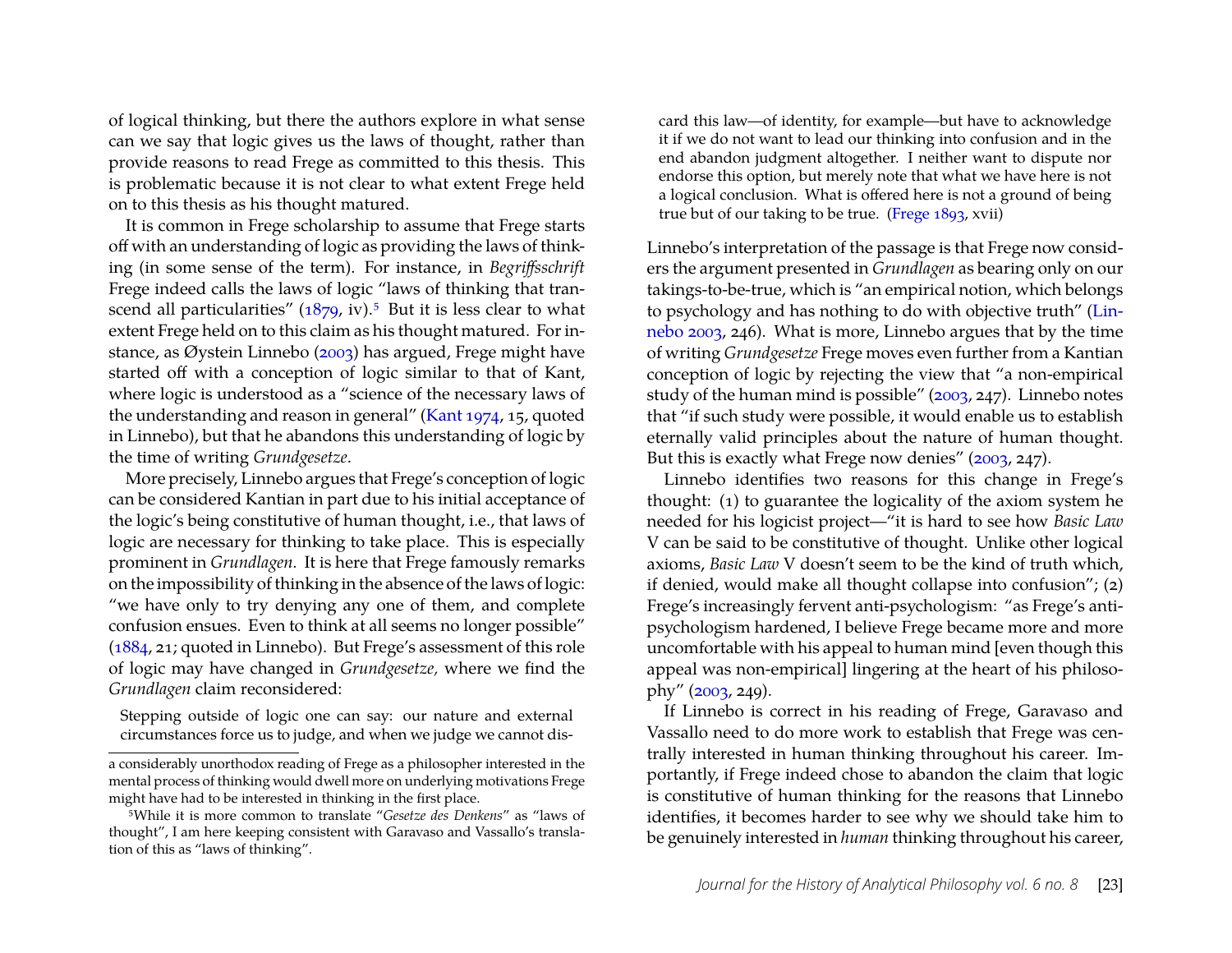of logical thinking, but there the authors explore in what sense can we say that logic gives us the laws of thought, rather than provide reasons to read Frege as committed to this thesis. This is problematic because it is not clear to what extent Frege held on to this thesis as his thought matured.

It is common in Frege scholarship to assume that Frege starts off with an understanding of logic as providing the laws of thinking (in some sense of the term). For instance, in *Begriffsschrift* Frege indeed calls the laws of logic "laws of thinking that transcend all particularities" (1879, iv).[5] But it is less clear to what extent Frege held on to this claim as his thought matured. For instance, as Øystein Linnebo (2003) has argued, Frege might have started off with a conception of logic similar to that of Kant, where logic is understood as a "science of the necessary laws of the understanding and reason in general" (Kant 1974, 15, quoted in Linnebo), but that he abandons this understanding of logic by the time of writing *Grundgesetze*.

More precisely, Linnebo argues that Frege's conception of logic can be considered Kantian in part due to his initial acceptance of the logic's being constitutive of human thought, i.e., that laws of logic are necessary for thinking to take place. This is especially prominent in *Grundlagen.* It is here that Frege famously remarks on the impossibility of thinking in the absence of the laws of logic: "we have only to try denying any one of them, and complete confusion ensues. Even to think at all seems no longer possible" (1884, 21; quoted in Linnebo). But Frege's assessment of this role of logic may have changed in *Grundgesetze,* where we find the *Grundlagen* claim reconsidered:

> Stepping outside of logic one can say: our nature and external circumstances force us to judge, and when we judge we cannot discard this law—of identity, for example—but have to acknowledge it if we do not want to lead our thinking into confusion and in the end abandon judgment altogether. I neither want to dispute nor endorse this option, but merely note that what we have here is not a logical conclusion. What is offered here is not a ground of being true but of our taking to be true. (Frege 1893, xvii)

Linnebo's interpretation of the passage is that Frege now considers the argument presented in *Grundlagen* as bearing only on our takings-to-be-true, which is "an empirical notion, which belongs to psychology and has nothing to do with objective truth" (Linnebo 2003, 246). What is more, Linnebo argues that by the time of writing *Grundgesetze* Frege moves even further from a Kantian conception of logic by rejecting the view that "a non-empirical study of the human mind is possible" (2003, 247). Linnebo notes that "if such study were possible, it would enable us to establish eternally valid principles about the nature of human thought. But this is exactly what Frege now denies" (2003, 247).

Linnebo identifies two reasons for this change in Frege's thought: (1) to guarantee the logicality of the axiom system he needed for his logicist project—"it is hard to see how *Basic Law* V can be said to be constitutive of thought. Unlike other logical axioms, *Basic Law* V doesn't seem to be the kind of truth which, if denied, would make all thought collapse into confusion"; (2) Frege's increasingly fervent anti-psychologism: "as Frege's anti-psychologism hardened, I believe Frege became more and more uncomfortable with his appeal to human mind [even though this appeal was non-empirical] lingering at the heart of his philosophy" (2003, 249).

If Linnebo is correct in his reading of Frege, Garavaso and Vassallo need to do more work to establish that Frege was centrally interested in human thinking throughout his career. Importantly, if Frege indeed chose to abandon the claim that logic is constitutive of human thinking for the reasons that Linnebo identifies, it becomes harder to see why we should take him to be genuinely interested in *human* thinking throughout his career,

---

a considerably unorthodox reading of Frege as a philosopher interested in the mental process of thinking would dwell more on underlying motivations Frege might have had to be interested in thinking in the first place.

[5] While it is more common to translate "*Gesetze des Denkens*" as "laws of thought", I am here keeping consistent with Garavaso and Vassallo's translation of this as "laws of thinking".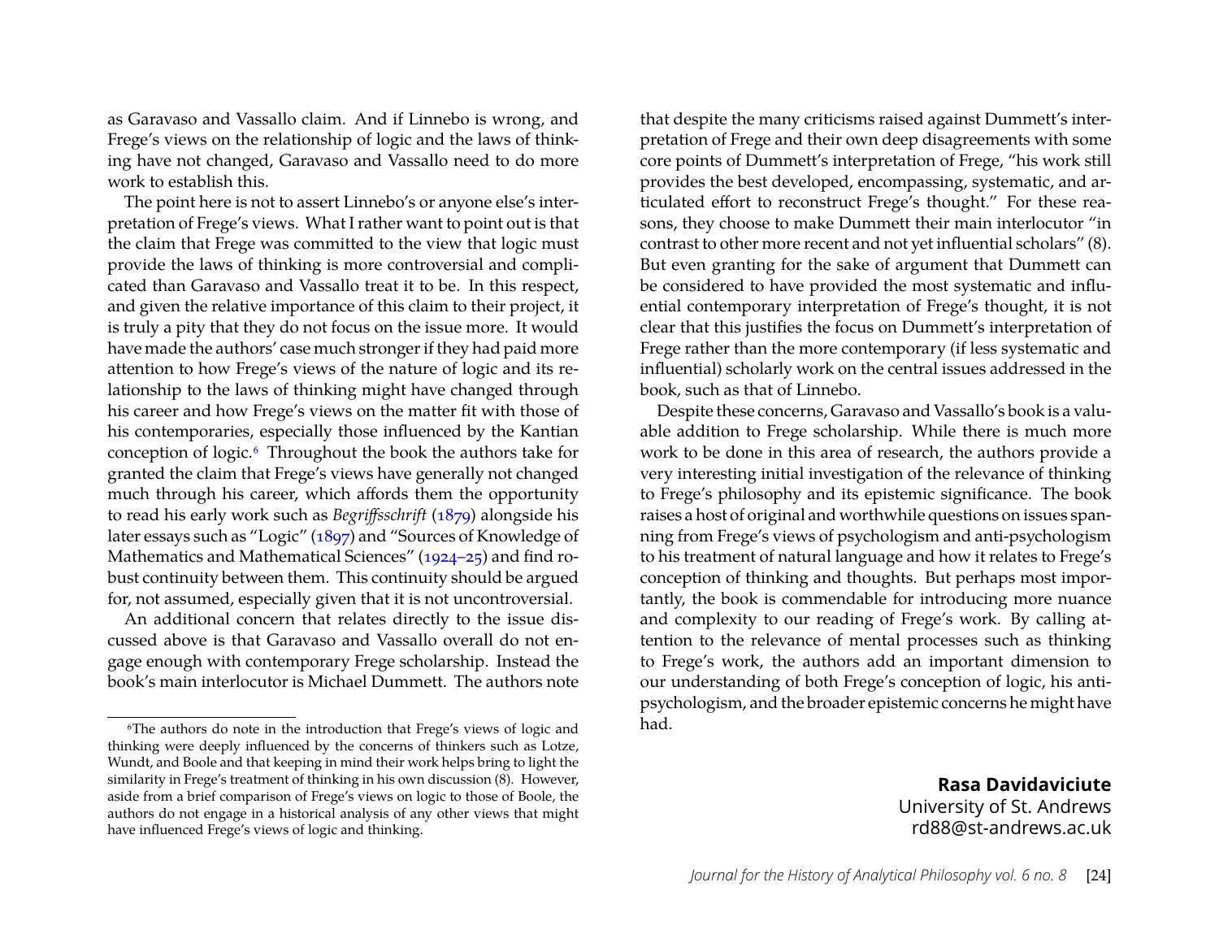as Garavaso and Vassallo claim. And if Linnebo is wrong, and Frege's views on the relationship of logic and the laws of thinking have not changed, Garavaso and Vassallo need to do more work to establish this.

The point here is not to assert Linnebo's or anyone else's interpretation of Frege's views. What I rather want to point out is that the claim that Frege was committed to the view that logic must provide the laws of thinking is more controversial and complicated than Garavaso and Vassallo treat it to be. In this respect, and given the relative importance of this claim to their project, it is truly a pity that they do not focus on the issue more. It would have made the authors' case much stronger if they had paid more attention to how Frege's views of the nature of logic and its relationship to the laws of thinking might have changed through his career and how Frege's views on the matter fit with those of his contemporaries, especially those influenced by the Kantian conception of logic.[6] Throughout the book the authors take for granted the claim that Frege's views have generally not changed much through his career, which affords them the opportunity to read his early work such as *Begriffsschrift* (1879) alongside his later essays such as "Logic" (1897) and "Sources of Knowledge of Mathematics and Mathematical Sciences" (1924–25) and find robust continuity between them. This continuity should be argued for, not assumed, especially given that it is not uncontroversial.

An additional concern that relates directly to the issue discussed above is that Garavaso and Vassallo overall do not engage enough with contemporary Frege scholarship. Instead the book's main interlocutor is Michael Dummett. The authors note that despite the many criticisms raised against Dummett's interpretation of Frege and their own deep disagreements with some core points of Dummett's interpretation of Frege, "his work still provides the best developed, encompassing, systematic, and articulated effort to reconstruct Frege's thought." For these reasons, they choose to make Dummett their main interlocutor "in contrast to other more recent and not yet influential scholars" (8). But even granting for the sake of argument that Dummett can be considered to have provided the most systematic and influential contemporary interpretation of Frege's thought, it is not clear that this justifies the focus on Dummett's interpretation of Frege rather than the more contemporary (if less systematic and influential) scholarly work on the central issues addressed in the book, such as that of Linnebo.

Despite these concerns, Garavaso and Vassallo's book is a valuable addition to Frege scholarship. While there is much more work to be done in this area of research, the authors provide a very interesting initial investigation of the relevance of thinking to Frege's philosophy and its epistemic significance. The book raises a host of original and worthwhile questions on issues spanning from Frege's views of psychologism and anti-psychologism to his treatment of natural language and how it relates to Frege's conception of thinking and thoughts. But perhaps most importantly, the book is commendable for introducing more nuance and complexity to our reading of Frege's work. By calling attention to the relevance of mental processes such as thinking to Frege's work, the authors add an important dimension to our understanding of both Frege's conception of logic, his anti-psychologism, and the broader epistemic concerns he might have had.

**Rasa Davidaviciute**
University of St. Andrews
rd88@st-andrews.ac.uk

[6] The authors do note in the introduction that Frege's views of logic and thinking were deeply influenced by the concerns of thinkers such as Lotze, Wundt, and Boole and that keeping in mind their work helps bring to light the similarity in Frege's treatment of thinking in his own discussion (8). However, aside from a brief comparison of Frege's views on logic to those of Boole, the authors do not engage in a historical analysis of any other views that might have influenced Frege's views of logic and thinking.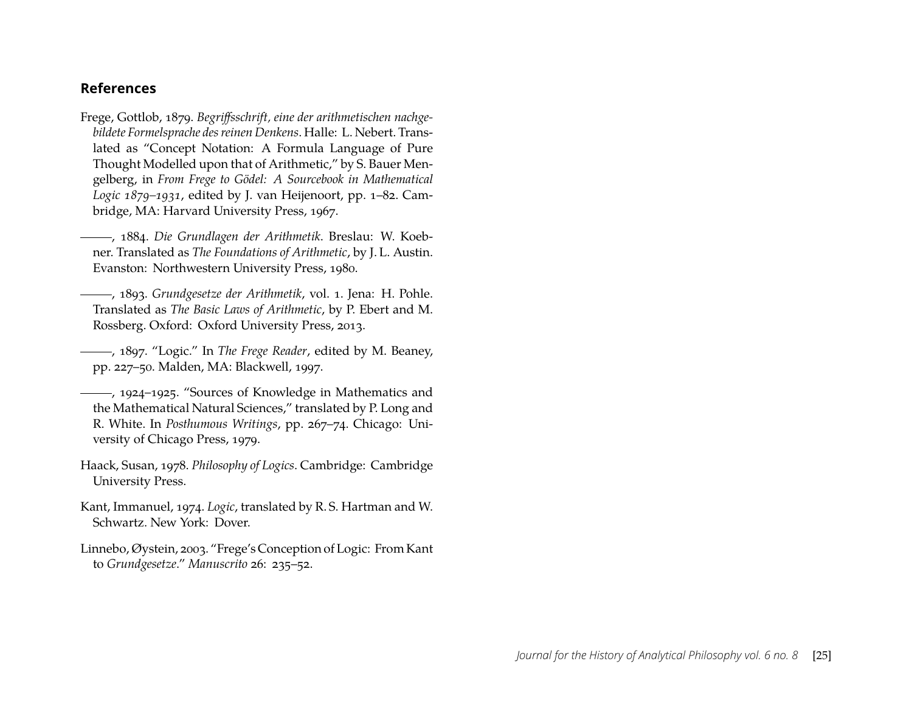## References

Frege, Gottlob, 1879. *Begriffsschrift, eine der arithmetischen nachgebildete Formelsprache des reinen Denkens*. Halle: L. Nebert. Translated as "Concept Notation: A Formula Language of Pure Thought Modelled upon that of Arithmetic," by S. Bauer Mengelberg, in *From Frege to Gödel: A Sourcebook in Mathematical Logic 1879–1931*, edited by J. van Heijenoort, pp. 1–82. Cambridge, MA: Harvard University Press, 1967.

———, 1884. *Die Grundlagen der Arithmetik*. Breslau: W. Koebner. Translated as *The Foundations of Arithmetic*, by J. L. Austin. Evanston: Northwestern University Press, 1980.

———, 1893. *Grundgesetze der Arithmetik*, vol. 1. Jena: H. Pohle. Translated as *The Basic Laws of Arithmetic*, by P. Ebert and M. Rossberg. Oxford: Oxford University Press, 2013.

———, 1897. "Logic." In *The Frege Reader*, edited by M. Beaney, pp. 227–50. Malden, MA: Blackwell, 1997.

———, 1924–1925. "Sources of Knowledge in Mathematics and the Mathematical Natural Sciences," translated by P. Long and R. White. In *Posthumous Writings*, pp. 267–74. Chicago: University of Chicago Press, 1979.

Haack, Susan, 1978. *Philosophy of Logics*. Cambridge: Cambridge University Press.

Kant, Immanuel, 1974. *Logic*, translated by R. S. Hartman and W. Schwartz. New York: Dover.

Linnebo, Øystein, 2003. "Frege's Conception of Logic: From Kant to *Grundgesetze*." *Manuscrito* 26: 235–52.